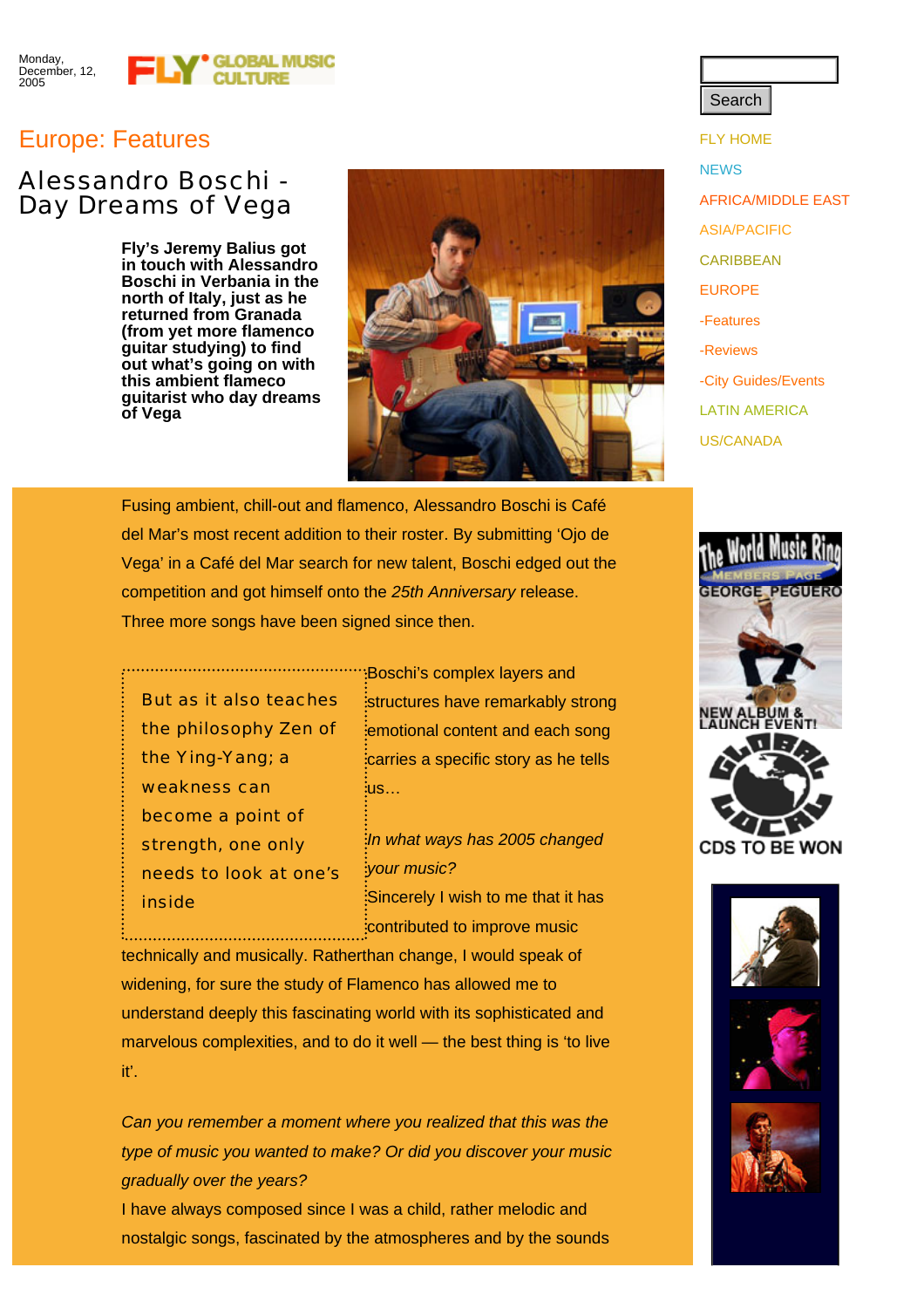Monday, December, 12, 2005

## Europe: Features

# Alessandro Boschi - Day Dreams of Vega

**Fly's Jeremy Balius got in touch with Alessandro Boschi in Verbania in the north of Italy, just as he returned from Granada (from yet more flamenco guitar studying) to find out what's going on with this ambient flameco guitarist who day dreams of Vega**

Fusing ambient, chill-out and flamenco, Alessandro Boschi is Café del Mar's most recent addition to their roster. By submitting 'Ojo de Vega' in a Café del Mar search for new talent, Boschi edged out the competition and got himself onto the *25th Anniversary* release. Three more songs have been signed since then.

> But as it also teaches the philosophy Zen of the Ying-Yang; a weakness can become a point of strength, one only needs to look at one's inside

Boschi's complex layers and structures have remarkably strong emotional content and each song carries a specific story as he tells us...

*In what ways has 2005 changed your music?*

Sincerely I wish to me that it has contributed to improve music technically and musically. Ratherthan change, I would speak of widening, for sure the study of Flamenco has allowed me to understand deeply this fascinating world with its sophisticated and marvelous complexities, and to do it well — the best thing is 'to live it'.

*Can you remember a moment where you realized that this was the type of music you wanted to make? Or did you discover your music gradually over the years?*

I have always composed since I was a child, rather melodic and nostalgic songs, fascinated by the atmospheres and by the sounds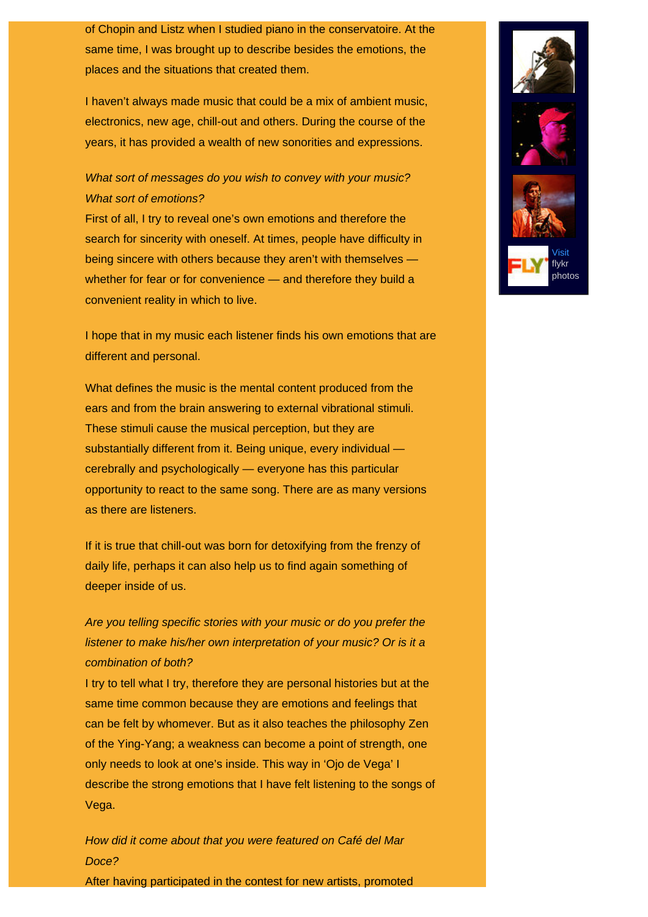of Chopin and Listz when I studied piano in the conservatoire. At the same time, I was brought up to describe besides the emotions, the places and the situations that created them.

I haven't always made music that could be a mix of ambient music, electronics, new age, chill-out and others. During the course of the years, it has provided a wealth of new sonorities and expressions.

*What sort of messages do you wish to convey with your music? What sort of emotions?*

First of all, I try to reveal one's own emotions and therefore the search for sincerity with oneself. At times, people have difficulty in being sincere with others because they aren't with themselves — whether for fear or for convenience — and therefore they build a convenient reality in which to live.

I hope that in my music each listener finds his own emotions that are different and personal.

What defines the music is the mental content produced from the ears and from the brain answering to external vibrational stimuli. These stimuli cause the musical perception, but they are substantially different from it. Being unique, every individual — cerebrally and psychologically — everyone has this particular opportunity to react to the same song. There are as many versions as there are listeners.

If it is true that chill-out was born for detoxifying from the frenzy of daily life, perhaps it can also help us to find again something of deeper inside of us.

*Are you telling specific stories with your music or do you prefer the listener to make his/her own interpretation of your music? Or is it a combination of both?*

I try to tell what I try, therefore they are personal histories but at the same time common because they are emotions and feelings that can be felt by whomever. But as it also teaches the philosophy Zen of the Ying-Yang; a weakness can become a point of strength, one only needs to look at one's inside. This way in 'Ojo de Vega' I describe the strong emotions that I have felt listening to the songs of Vega.

*How did it come about that you were featured on Café del Mar Doce?*

After having participated in the contest for new artists, promoted

Visit flykr photos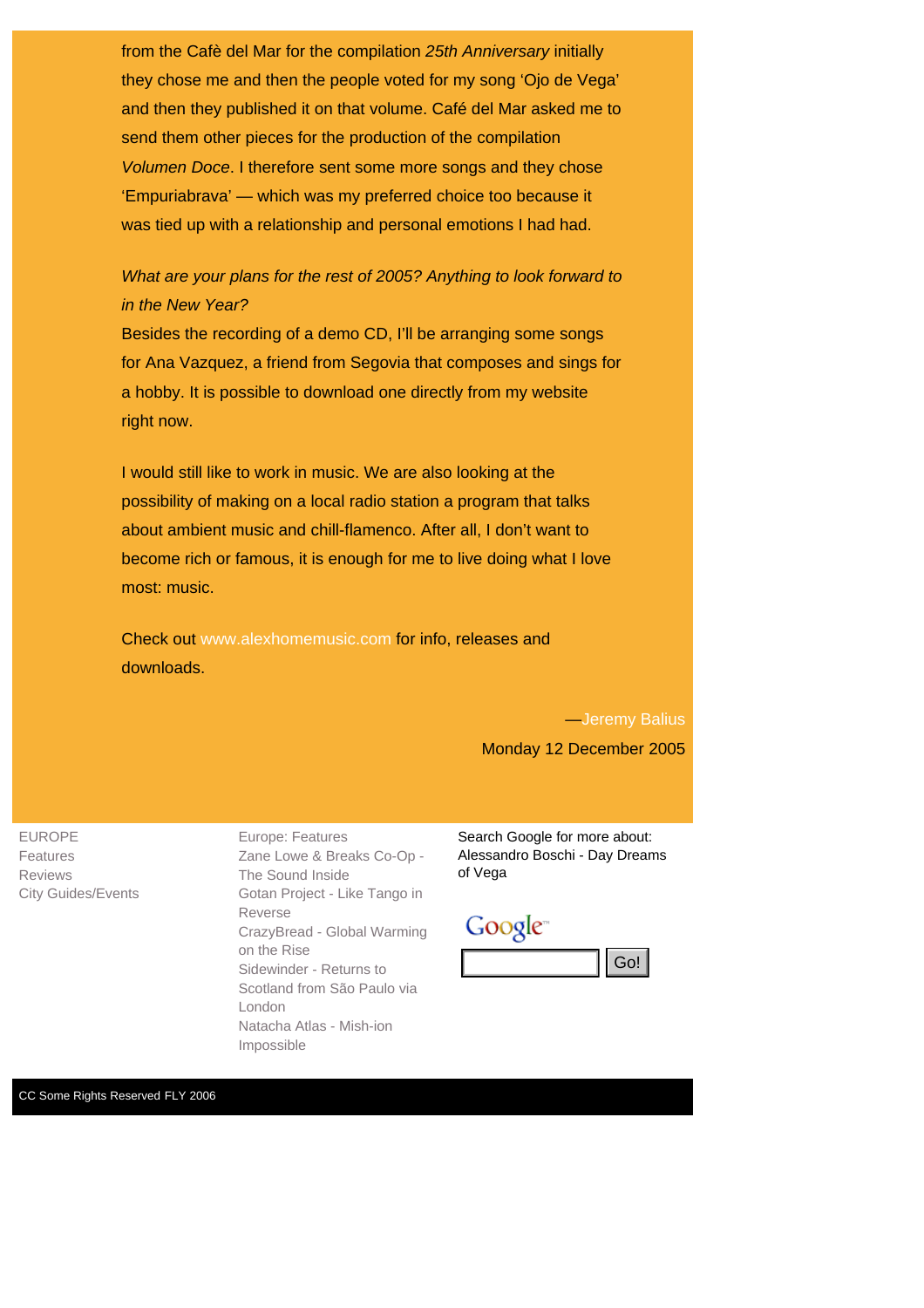from the Cafè del Mar for the compilation *25th Anniversary* initially they chose me and then the people voted for my song 'Ojo de Vega' and then they published it on that volume. Café del Mar asked me to send them other pieces for the production of the compilation *Volumen Doce*. I therefore sent some more songs and they chose 'Empuriabrava' — which was my preferred choice too because it was tied up with a relationship and personal emotions I had had.

*What are your plans for the rest of 2005? Anything to look forward to in the New Year?*
Besides the recording of a demo CD, I'll be arranging some songs for Ana Vazquez, a friend from Segovia that composes and sings for a hobby. It is possible to download one directly from my website right now.

I would still like to work in music. We are also looking at the possibility of making on a local radio station a program that talks about ambient music and chill-flamenco. After all, I don't want to become rich or famous, it is enough for me to live doing what I love most: music.

Check out www.alexhomemusic.com for info, releases and downloads.

—Jeremy Balius
Monday 12 December 2005

EUROPE
Features
Reviews
City Guides/Events

Europe: Features
Zane Lowe & Breaks Co-Op - The Sound Inside
Gotan Project - Like Tango in Reverse
CrazyBread - Global Warming on the Rise
Sidewinder - Returns to Scotland from São Paulo via London
Natacha Atlas - Mish-ion Impossible

Search Google for more about: Alessandro Boschi - Day Dreams of Vega

Google

Go!

CC Some Rights Reserved FLY 2006